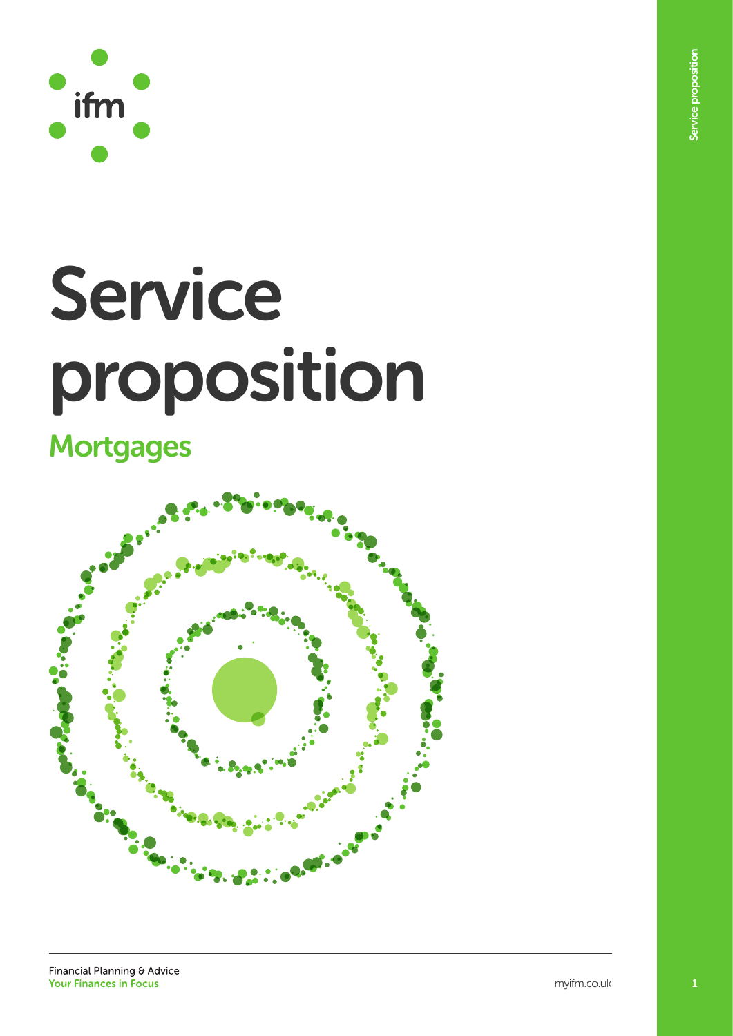ifm

# Service proposition

## Mortgages

Financial Planning & Advice
Your Finances in Focus

myifm.co.uk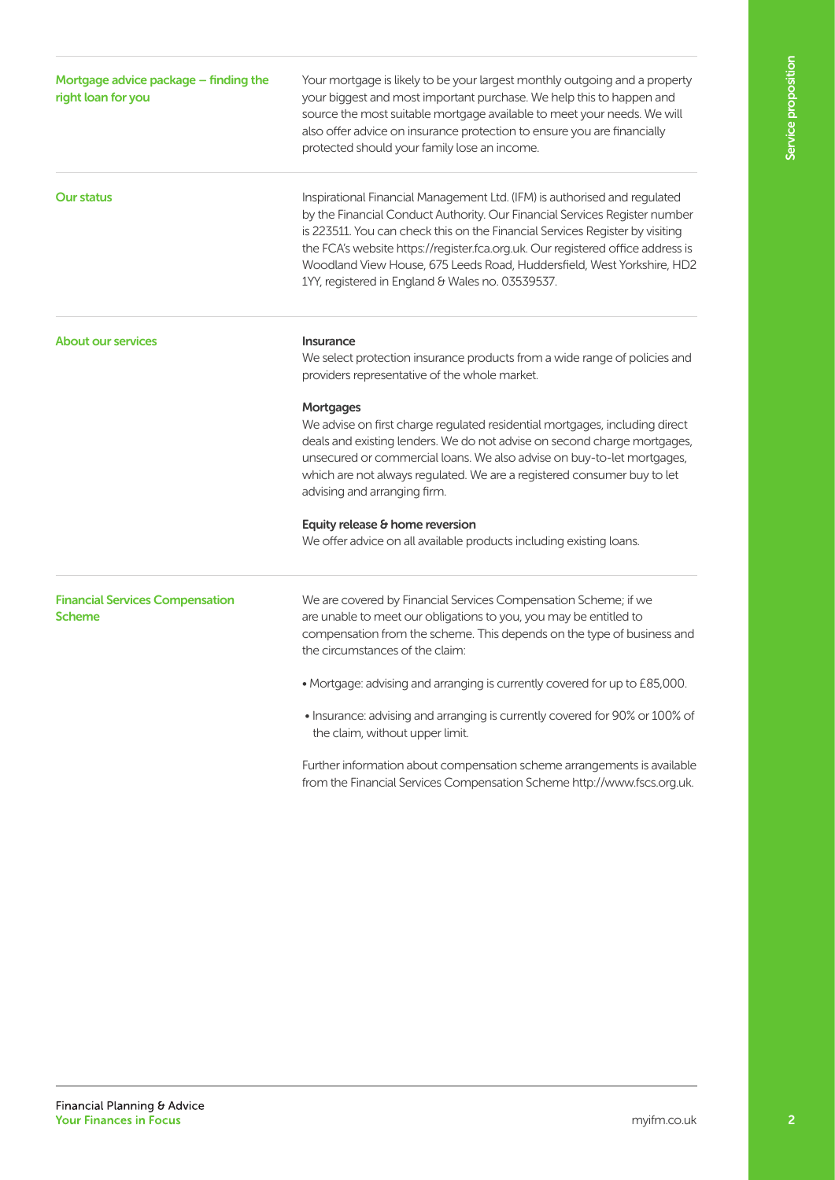## Mortgage advice package – finding the right loan for you

Your mortgage is likely to be your largest monthly outgoing and a property your biggest and most important purchase. We help this to happen and source the most suitable mortgage available to meet your needs. We will also offer advice on insurance protection to ensure you are financially protected should your family lose an income.

## Our status

Inspirational Financial Management Ltd. (IFM) is authorised and regulated by the Financial Conduct Authority. Our Financial Services Register number is 223511. You can check this on the Financial Services Register by visiting the FCA's website https://register.fca.org.uk. Our registered office address is Woodland View House, 675 Leeds Road, Huddersfield, West Yorkshire, HD2 1YY, registered in England & Wales no. 03539537.

## About our services

**Insurance**

We select protection insurance products from a wide range of policies and providers representative of the whole market.

**Mortgages**

We advise on first charge regulated residential mortgages, including direct deals and existing lenders. We do not advise on second charge mortgages, unsecured or commercial loans. We also advise on buy-to-let mortgages, which are not always regulated. We are a registered consumer buy to let advising and arranging firm.

**Equity release & home reversion**

We offer advice on all available products including existing loans.

## Financial Services Compensation Scheme

We are covered by Financial Services Compensation Scheme; if we are unable to meet our obligations to you, you may be entitled to compensation from the scheme. This depends on the type of business and the circumstances of the claim:

- Mortgage: advising and arranging is currently covered for up to £85,000.
- Insurance: advising and arranging is currently covered for 90% or 100% of the claim, without upper limit.

Further information about compensation scheme arrangements is available from the Financial Services Compensation Scheme http://www.fscs.org.uk.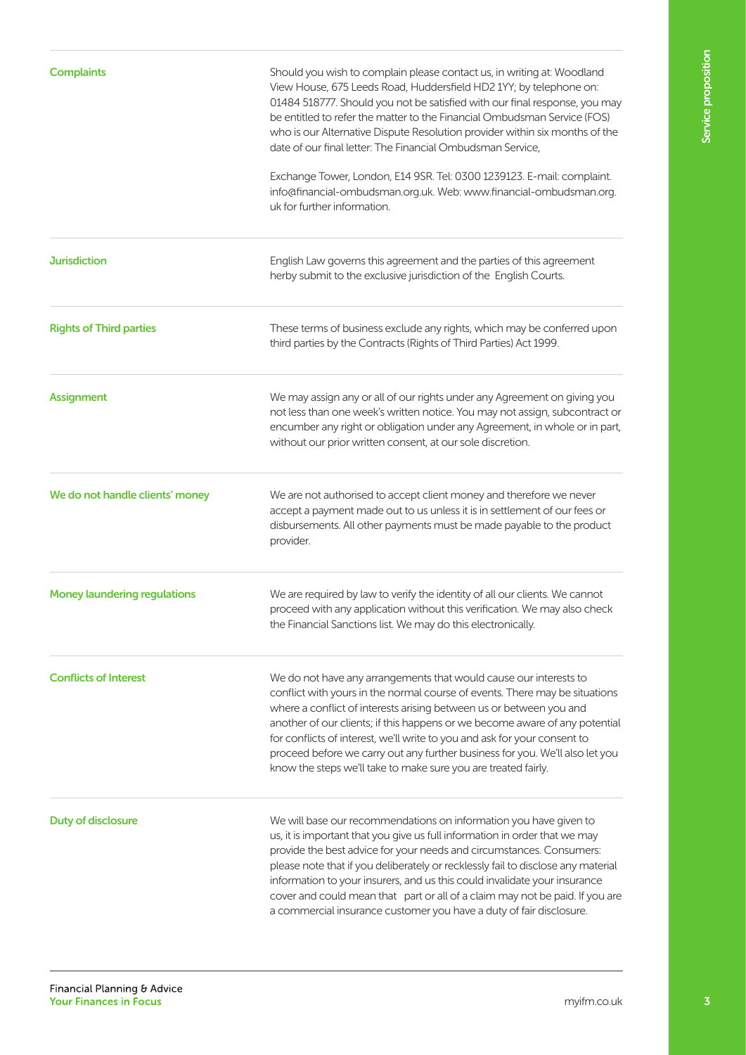### Complaints

Should you wish to complain please contact us, in writing at: Woodland View House, 675 Leeds Road, Huddersfield HD2 1YY; by telephone on: 01484 518777. Should you not be satisfied with our final response, you may be entitled to refer the matter to the Financial Ombudsman Service (FOS) who is our Alternative Dispute Resolution provider within six months of the date of our final letter: The Financial Ombudsman Service,

Exchange Tower, London, E14 9SR. Tel: 0300 1239123. E-mail: complaint.info@financial-ombudsman.org.uk. Web: www.financial-ombudsman.org.uk for further information.

### Jurisdiction

English Law governs this agreement and the parties of this agreement herby submit to the exclusive jurisdiction of the English Courts.

### Rights of Third parties

These terms of business exclude any rights, which may be conferred upon third parties by the Contracts (Rights of Third Parties) Act 1999.

### Assignment

We may assign any or all of our rights under any Agreement on giving you not less than one week's written notice. You may not assign, subcontract or encumber any right or obligation under any Agreement, in whole or in part, without our prior written consent, at our sole discretion.

### We do not handle clients' money

We are not authorised to accept client money and therefore we never accept a payment made out to us unless it is in settlement of our fees or disbursements. All other payments must be made payable to the product provider.

### Money laundering regulations

We are required by law to verify the identity of all our clients. We cannot proceed with any application without this verification. We may also check the Financial Sanctions list. We may do this electronically.

### Conflicts of Interest

We do not have any arrangements that would cause our interests to conflict with yours in the normal course of events. There may be situations where a conflict of interests arising between us or between you and another of our clients; if this happens or we become aware of any potential for conflicts of interest, we'll write to you and ask for your consent to proceed before we carry out any further business for you. We'll also let you know the steps we'll take to make sure you are treated fairly.

### Duty of disclosure

We will base our recommendations on information you have given to us, it is important that you give us full information in order that we may provide the best advice for your needs and circumstances. Consumers: please note that if you deliberately or recklessly fail to disclose any material information to your insurers, and us this could invalidate your insurance cover and could mean that part or all of a claim may not be paid. If you are a commercial insurance customer you have a duty of fair disclosure.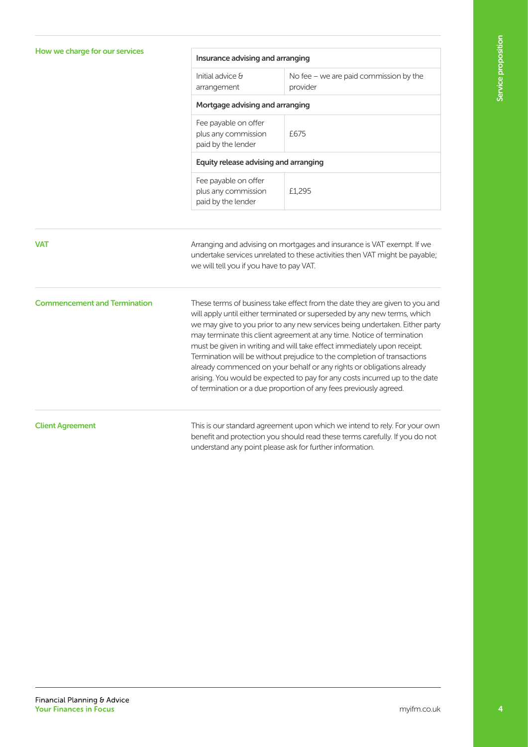## How we charge for our services

| | |
|---|---|
| **Insurance advising and arranging** | |
| Initial advice & arrangement | No fee – we are paid commission by the provider |
| **Mortgage advising and arranging** | |
| Fee payable on offer plus any commission paid by the lender | £675 |
| **Equity release advising and arranging** | |
| Fee payable on offer plus any commission paid by the lender | £1,295 |

## VAT

Arranging and advising on mortgages and insurance is VAT exempt. If we undertake services unrelated to these activities then VAT might be payable; we will tell you if you have to pay VAT.

## Commencement and Termination

These terms of business take effect from the date they are given to you and will apply until either terminated or superseded by any new terms, which we may give to you prior to any new services being undertaken. Either party may terminate this client agreement at any time. Notice of termination must be given in writing and will take effect immediately upon receipt. Termination will be without prejudice to the completion of transactions already commenced on your behalf or any rights or obligations already arising. You would be expected to pay for any costs incurred up to the date of termination or a due proportion of any fees previously agreed.

## Client Agreement

This is our standard agreement upon which we intend to rely. For your own benefit and protection you should read these terms carefully. If you do not understand any point please ask for further information.